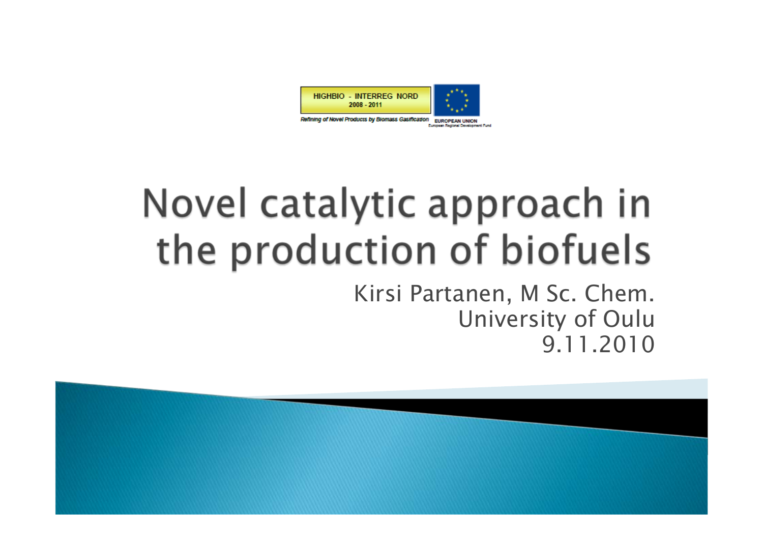HIGHBIO - INTERREG NORD
2008 - 2011

*Refining of Novel Products by Biomass Gasification*

EUROPEAN UNION
European Regional Development Fund

# Novel catalytic approach in the production of biofuels

Kirsi Partanen, M Sc. Chem.
University of Oulu
9.11.2010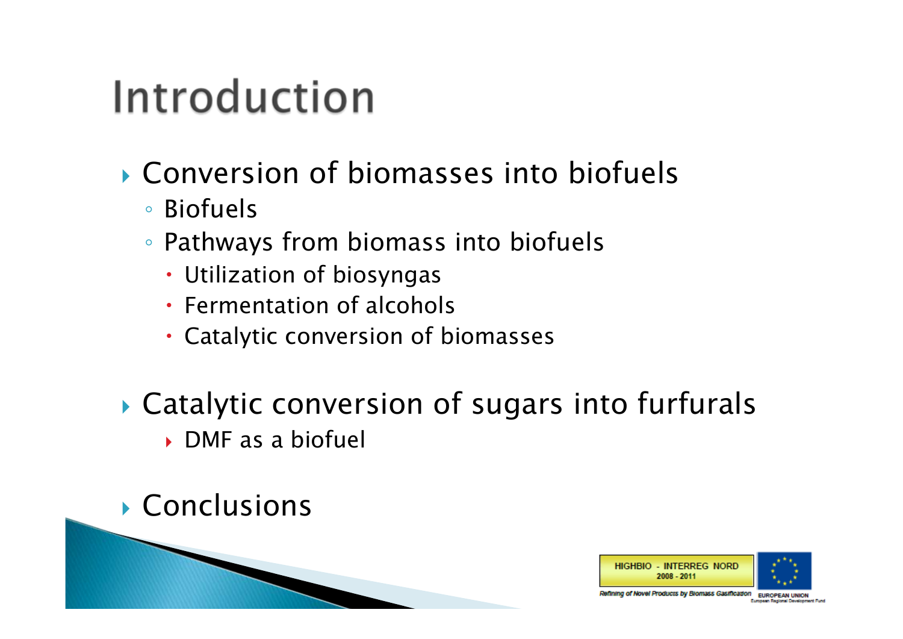# Introduction

- Conversion of biomasses into biofuels
  - Biofuels
  - Pathways from biomass into biofuels
    - Utilization of biosyngas
    - Fermentation of alcohols
    - Catalytic conversion of biomasses
- Catalytic conversion of sugars into furfurals
  - DMF as a biofuel
- Conclusions

HIGHBIO - INTERREG NORD 2008 - 2011

Refining of Novel Products by Biomass Gasification

EUROPEAN UNION
European Regional Development Fund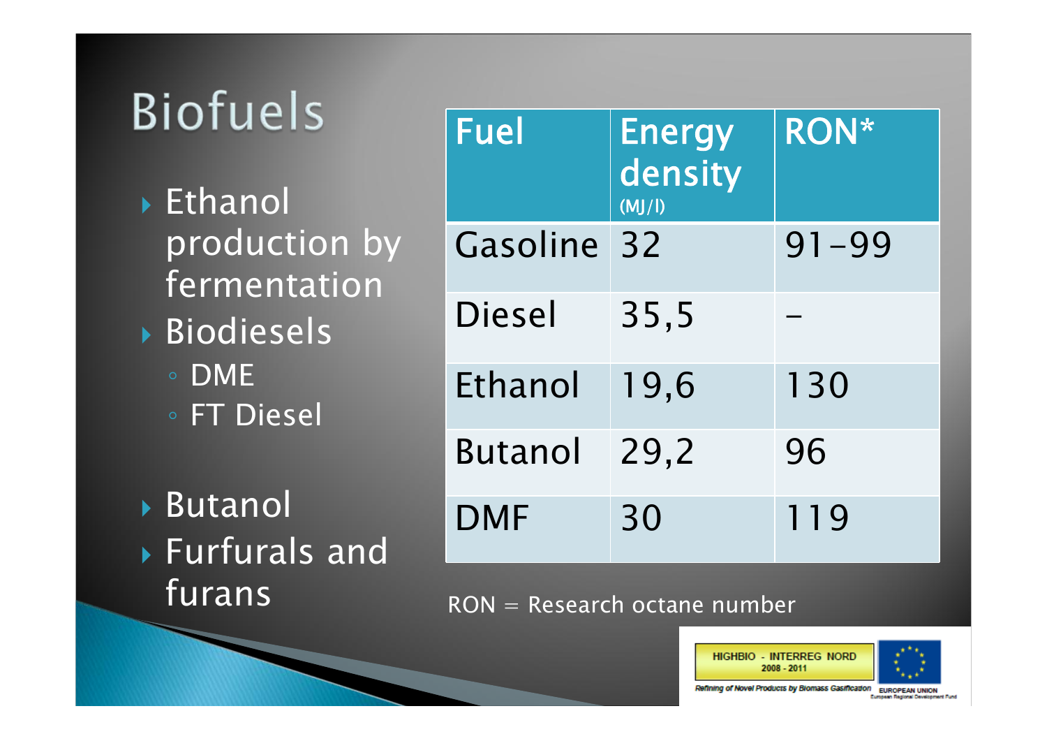# Biofuels

- Ethanol production by fermentation
- Biodiesels
  - DME
  - FT Diesel
- Butanol
- Furfurals and furans

| Fuel | Energy density (MJ/l) | RON* |
|---|---|---|
| Gasoline | 32 | 91-99 |
| Diesel | 35,5 | – |
| Ethanol | 19,6 | 130 |
| Butanol | 29,2 | 96 |
| DMF | 30 | 119 |

RON = Research octane number

HIGHBIO - INTERREG NORD 2008 - 2011

Refining of Novel Products by Biomass Gasification

EUROPEAN UNION
European Regional Development Fund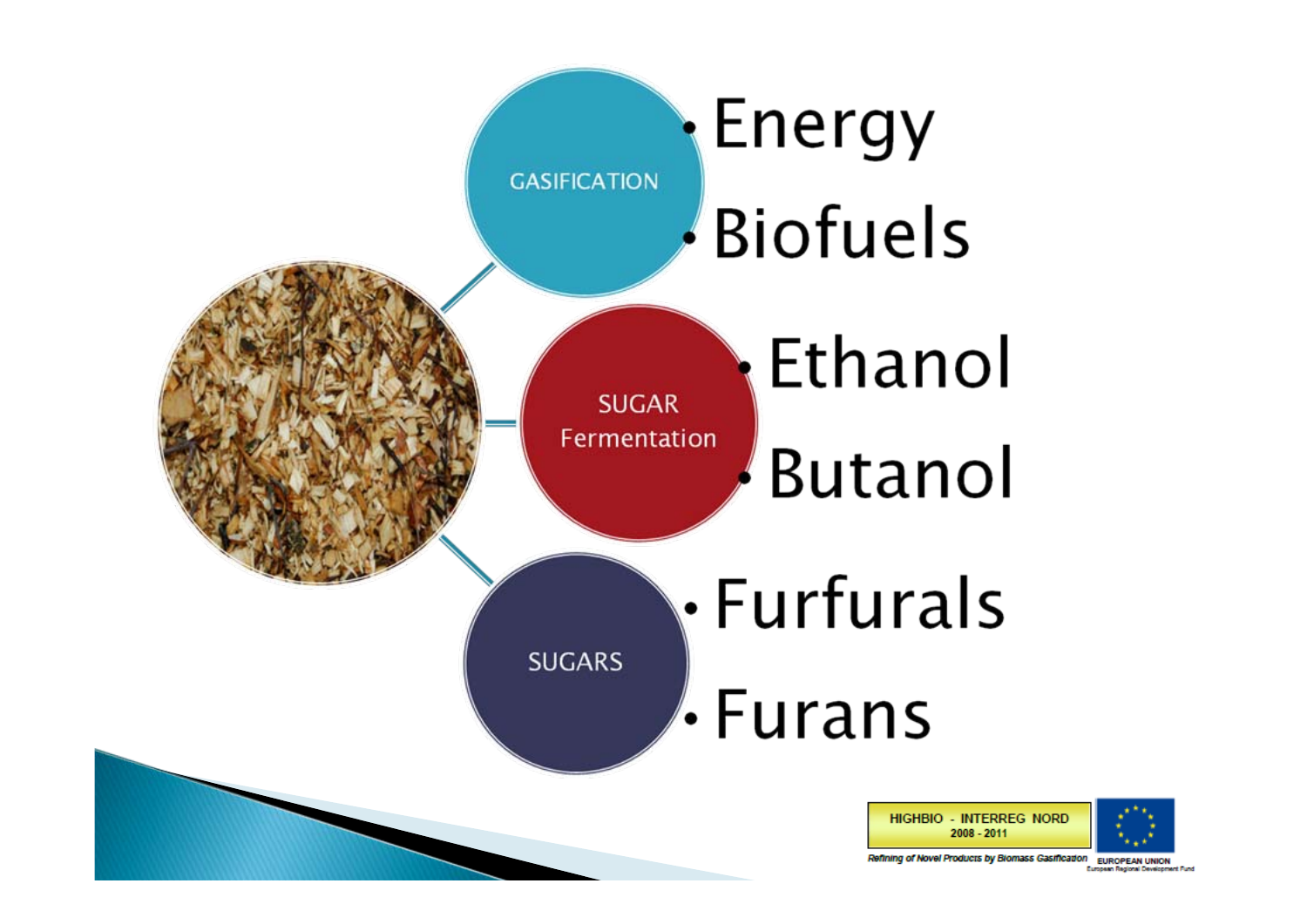GASIFICATION

- Energy
- Biofuels

SUGAR Fermentation

- Ethanol
- Butanol

SUGARS

- Furfurals
- Furans

HIGHBIO - INTERREG NORD 2008 - 2011

*Refining of Novel Products by Biomass Gasification*

EUROPEAN UNION
European Regional Development Fund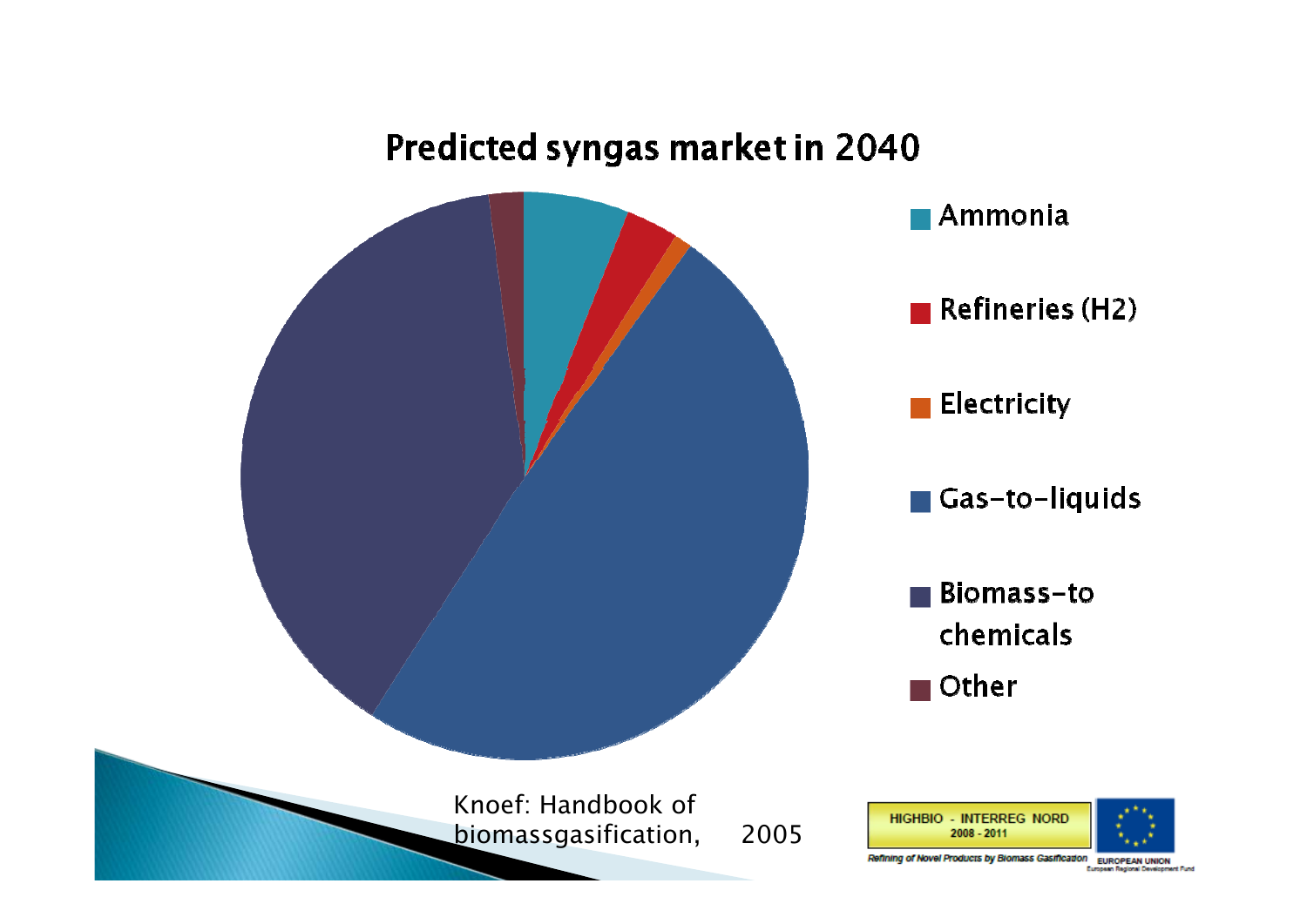# Predicted syngas market in 2040

- Ammonia
- Refineries (H2)
- Electricity
- Gas-to-liquids
- Biomass-to chemicals
- Other

Knoef: Handbook of biomassgasification, 2005

HIGHBIO - INTERREG NORD 2008 - 2011

Refining of Novel Products by Biomass Gasification

EUROPEAN UNION
European Regional Development Fund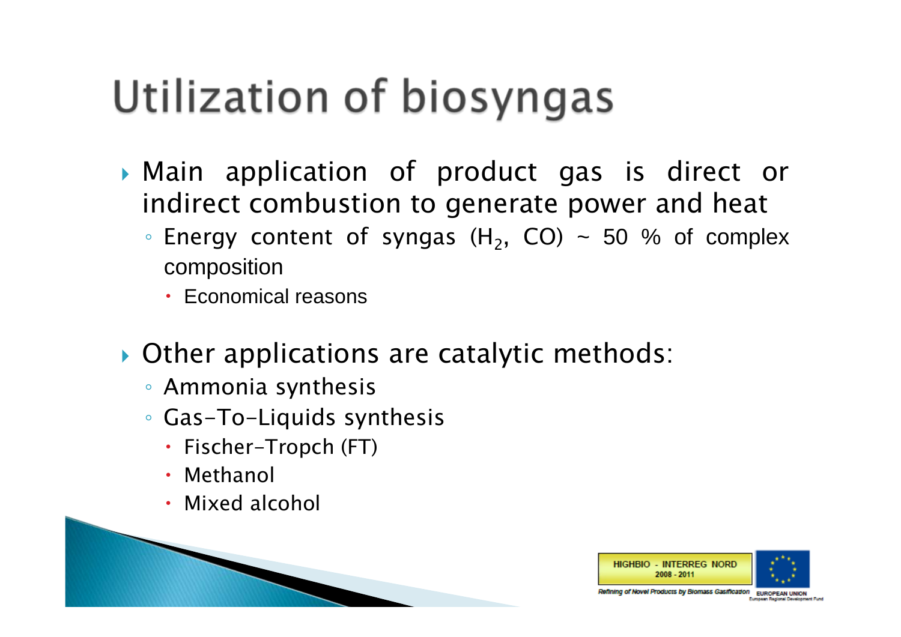# Utilization of biosyngas

- Main application of product gas is direct or indirect combustion to generate power and heat
  - Energy content of syngas ($H_2$, CO) ~ 50 % of complex composition
    - Economical reasons

- Other applications are catalytic methods:
  - Ammonia synthesis
  - Gas-To-Liquids synthesis
    - Fischer-Tropch (FT)
    - Methanol
    - Mixed alcohol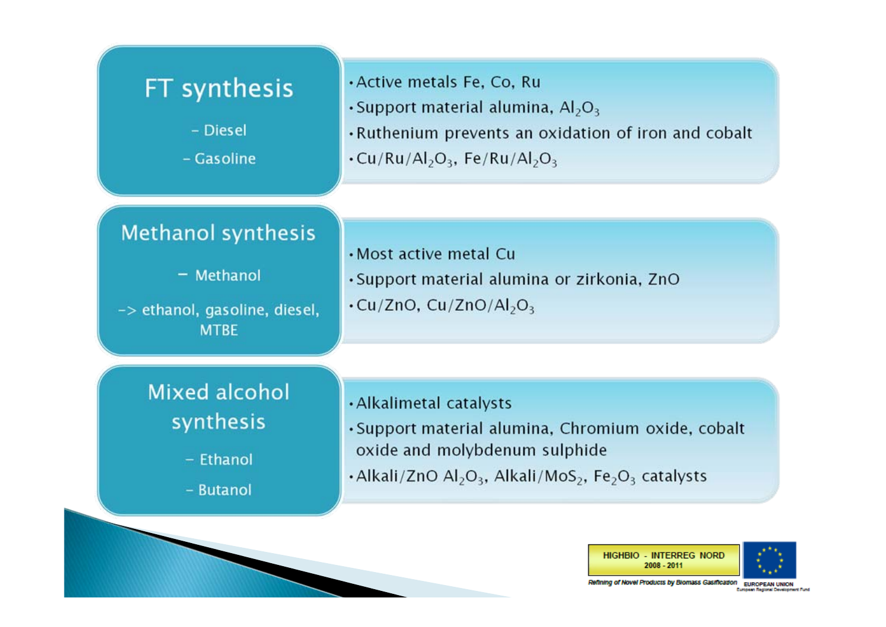## FT synthesis

- Diesel
- Gasoline

- Active metals Fe, Co, Ru
- Support material alumina, $Al_2O_3$
- Ruthenium prevents an oxidation of iron and cobalt
- $Cu/Ru/Al_2O_3$, $Fe/Ru/Al_2O_3$

## Methanol synthesis

- Methanol

-> ethanol, gasoline, diesel, MTBE

- Most active metal Cu
- Support material alumina or zirkonia, ZnO
- Cu/ZnO, $Cu/ZnO/Al_2O_3$

## Mixed alcohol synthesis

- Ethanol
- Butanol

- Alkalimetal catalysts
- Support material alumina, Chromium oxide, cobalt oxide and molybdenum sulphide
- Alkali/ZnO $Al_2O_3$, Alkali/$MoS_2$, $Fe_2O_3$ catalysts

HIGHBIO - INTERREG NORD 2008 - 2011

Refining of Novel Products by Biomass Gasification

EUROPEAN UNION
European Regional Development Fund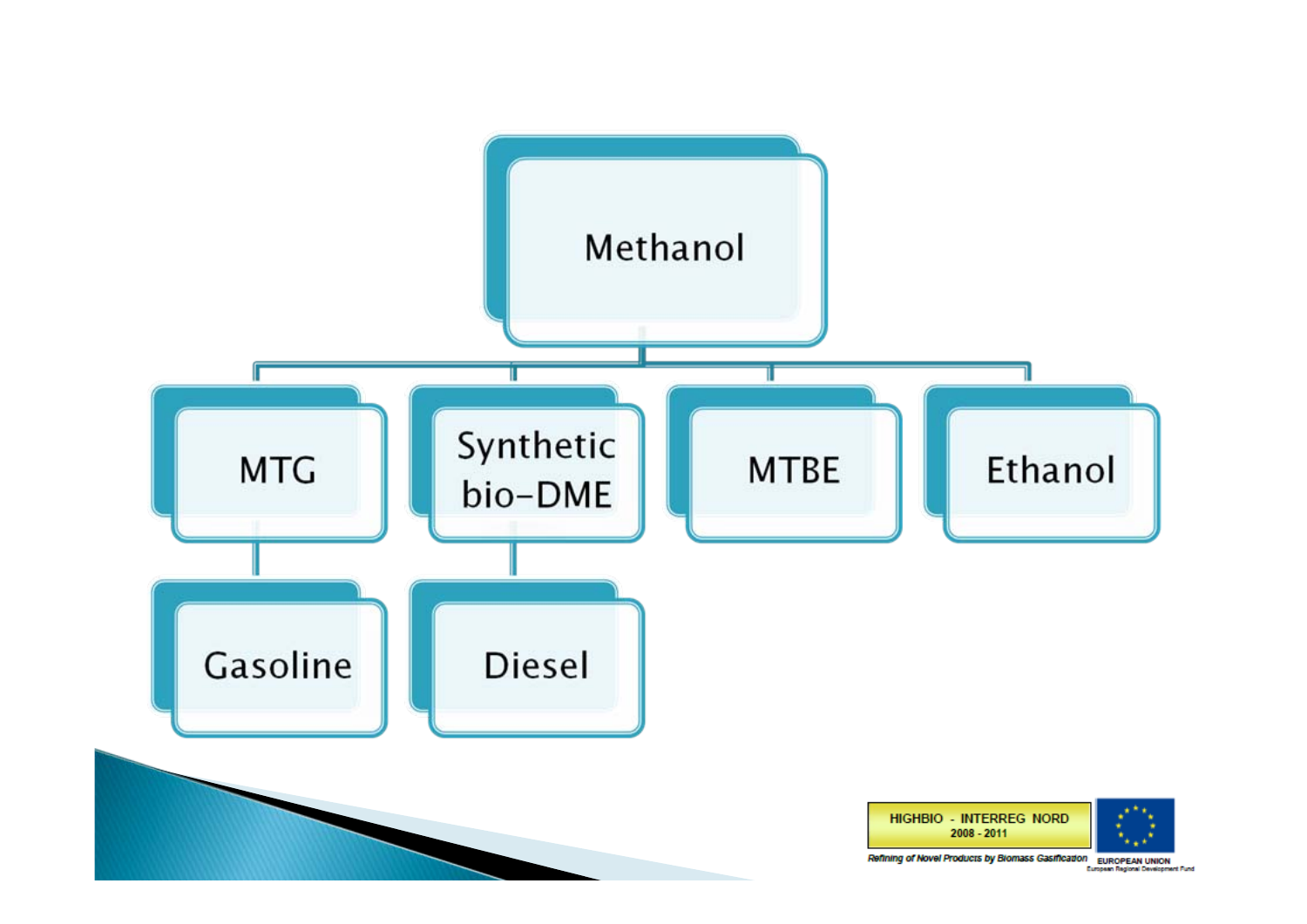- Methanol
  - MTG
    - Gasoline
  - Synthetic bio-DME
    - Diesel
  - MTBE
  - Ethanol

HIGHBIO - INTERREG NORD 2008 - 2011

*Refining of Novel Products by Biomass Gasification*

EUROPEAN UNION
European Regional Development Fund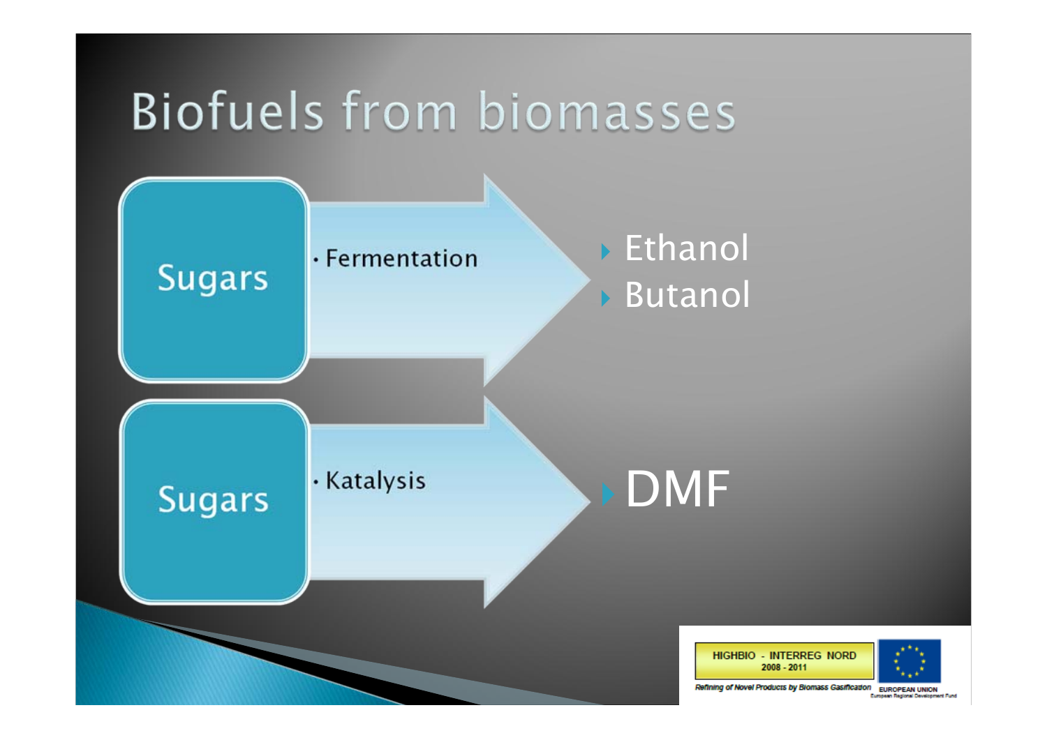# Biofuels from biomasses

**Sugars**

- Fermentation

- Ethanol
- Butanol

**Sugars**

- Katalysis

- DMF

HIGHBIO - INTERREG NORD 2008 - 2011

Refining of Novel Products by Biomass Gasification

EUROPEAN UNION
European Regional Development Fund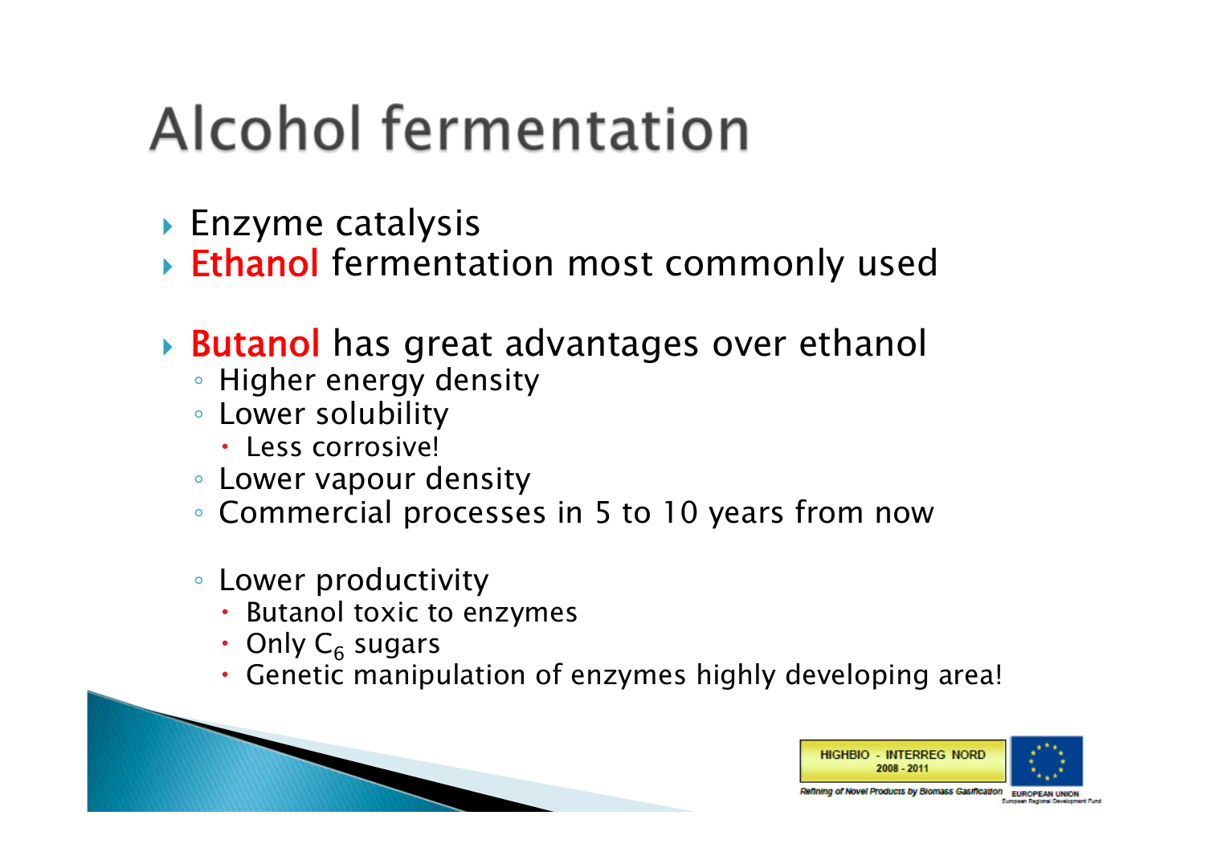# Alcohol fermentation

- Enzyme catalysis
- **Ethanol** fermentation most commonly used

- **Butanol** has great advantages over ethanol
  - Higher energy density
  - Lower solubility
    - Less corrosive!
  - Lower vapour density
  - Commercial processes in 5 to 10 years from now

  - Lower productivity
    - Butanol toxic to enzymes
    - Only $C_6$ sugars
    - Genetic manipulation of enzymes highly developing area!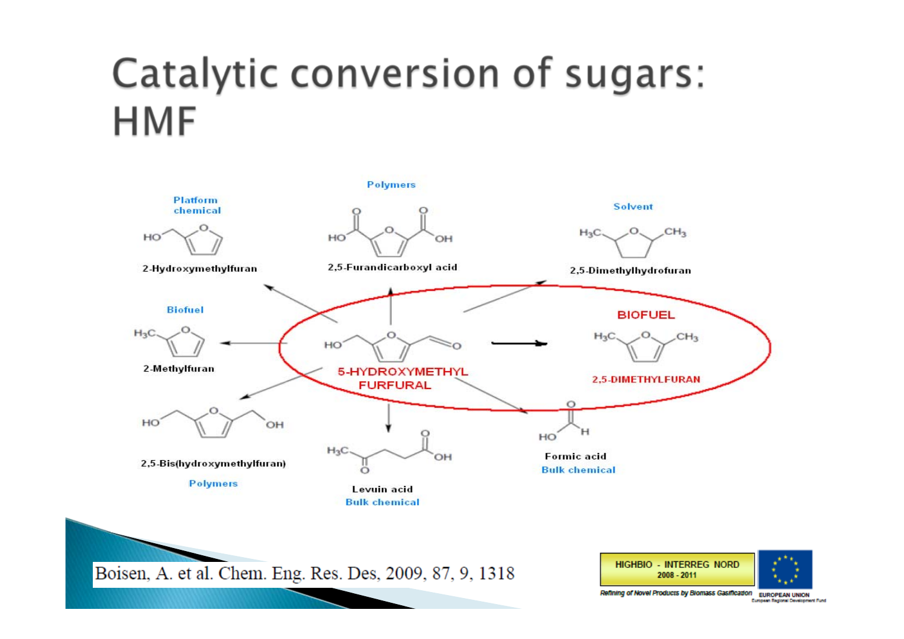# Catalytic conversion of sugars: HMF

Platform chemical

2-Hydroxymethylfuran

Polymers

2,5-Furandicarboxyl acid

Solvent

2,5-Dimethylhydrofuran

Biofuel

2-Methylfuran

5-HYDROXYMETHYL FURFURAL

BIOFUEL

2,5-DIMETHYLFURAN

2,5-Bis(hydroxymethylfuran)

Polymers

Levuin acid

Bulk chemical

Formic acid

Bulk chemical

Boisen, A. et al. Chem. Eng. Res. Des, 2009, 87, 9, 1318

HIGHBIO - INTERREG NORD 2008 - 2011

Refining of Novel Products by Biomass Gasification

EUROPEAN UNION

European Regional Development Fund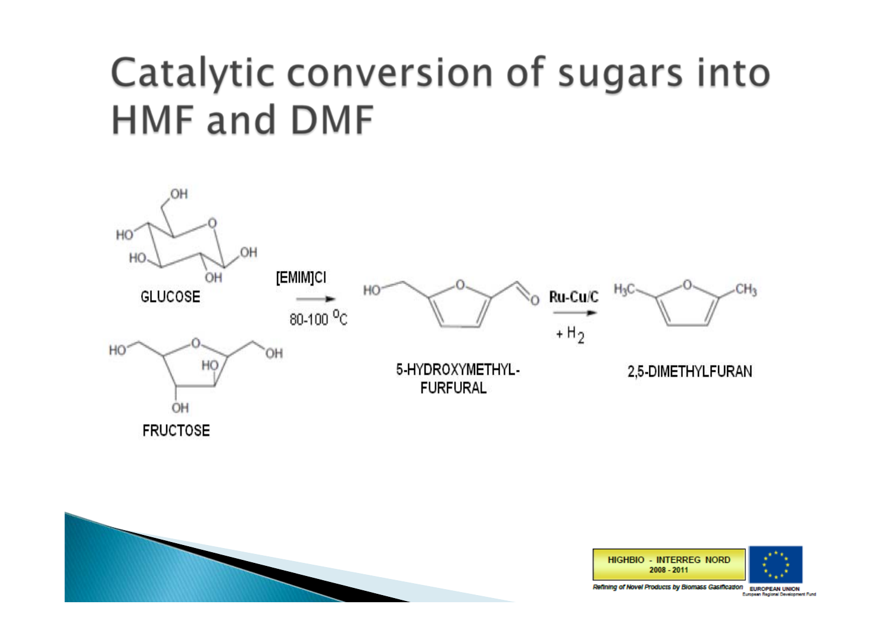# Catalytic conversion of sugars into HMF and DMF

GLUCOSE

FRUCTOSE

[EMIM]Cl

80-100 °C

5-HYDROXYMETHYL-FURFURAL

Ru-Cu/C

+ $H_2$

2,5-DIMETHYLFURAN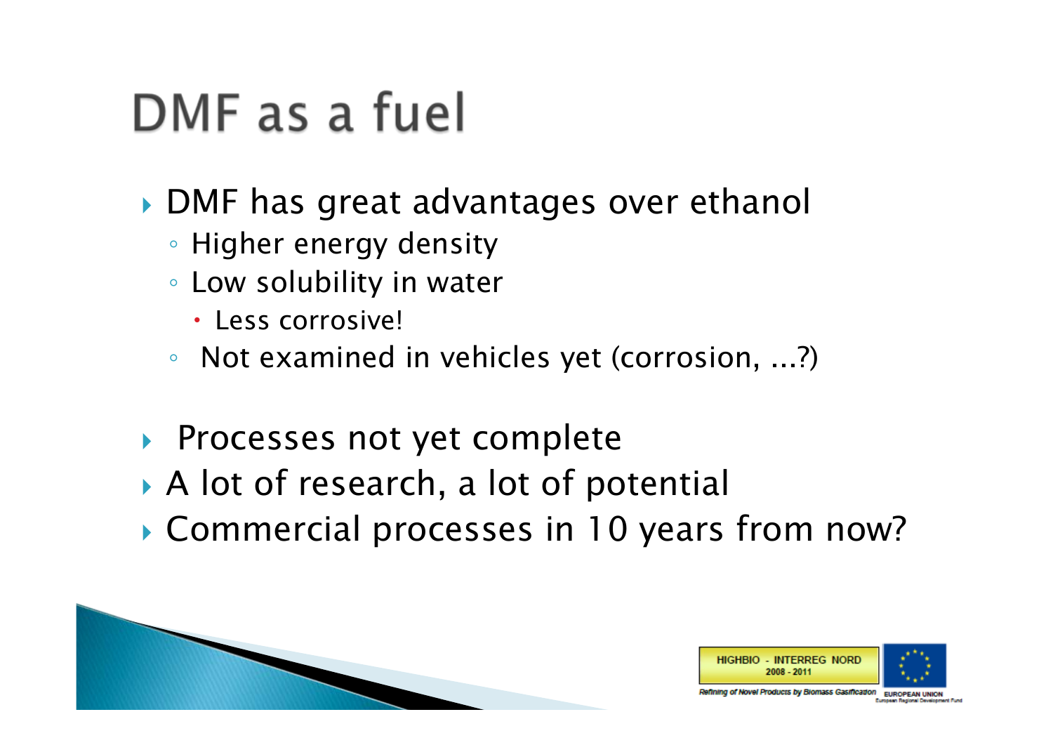# DMF as a fuel

- DMF has great advantages over ethanol
  - Higher energy density
  - Low solubility in water
    - Less corrosive!
  - Not examined in vehicles yet (corrosion, ...?)

- Processes not yet complete
- A lot of research, a lot of potential
- Commercial processes in 10 years from now?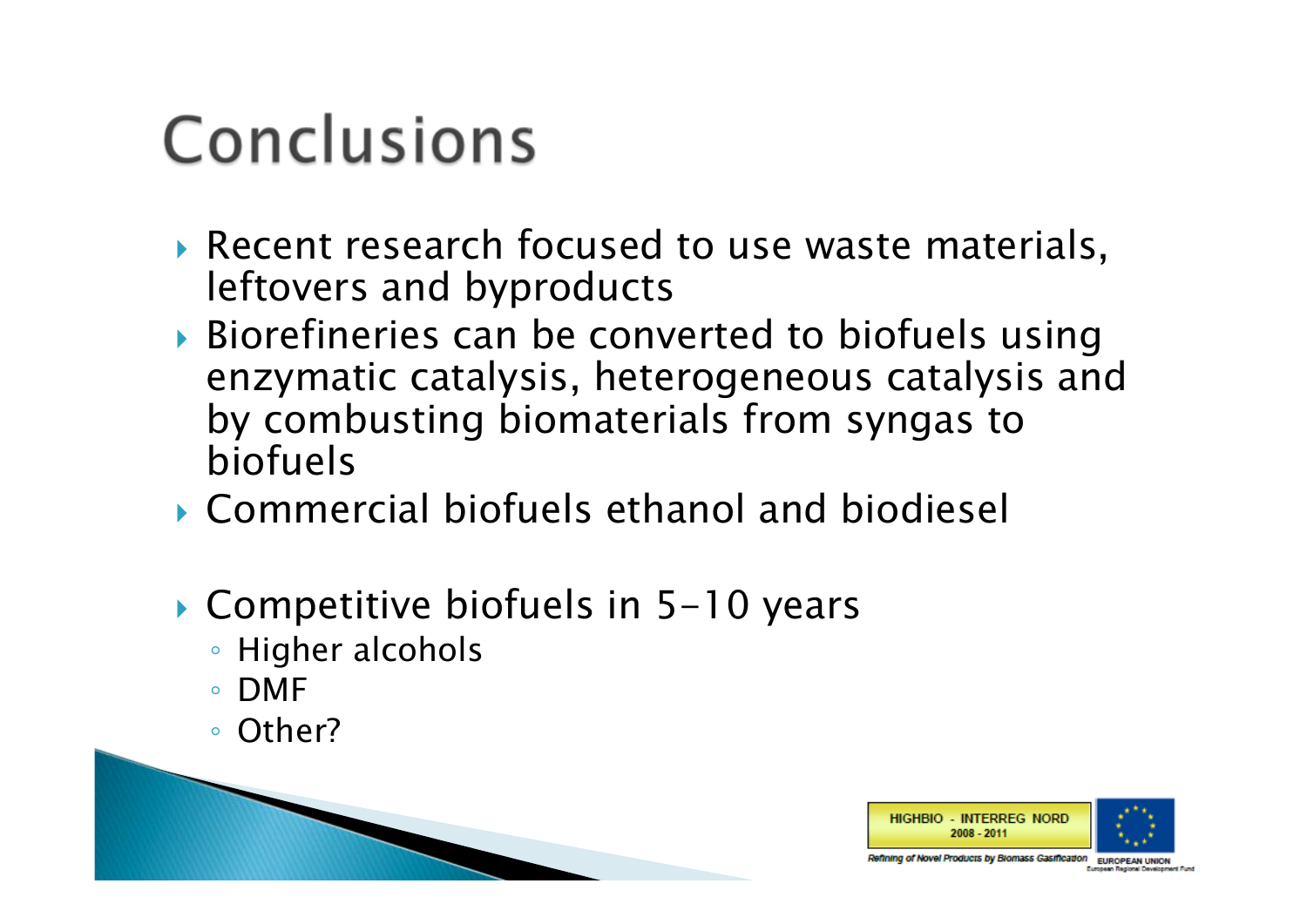# Conclusions

- Recent research focused to use waste materials, leftovers and byproducts
- Biorefineries can be converted to biofuels using enzymatic catalysis, heterogeneous catalysis and by combusting biomaterials from syngas to biofuels
- Commercial biofuels ethanol and biodiesel
- Competitive biofuels in 5-10 years
  - Higher alcohols
  - DMF
  - Other?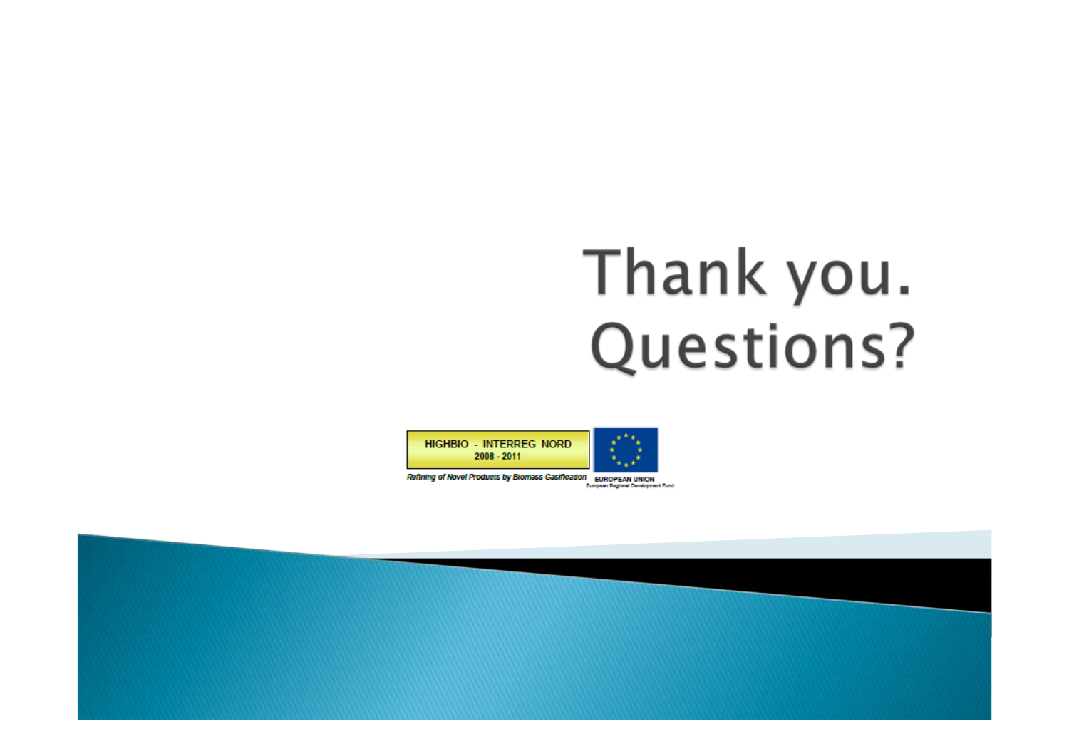# Thank you. Questions?

HIGHBIO - INTERREG NORD
2008 - 2011

*Refining of Novel Products by Biomass Gasification*

EUROPEAN UNION
European Regional Development Fund